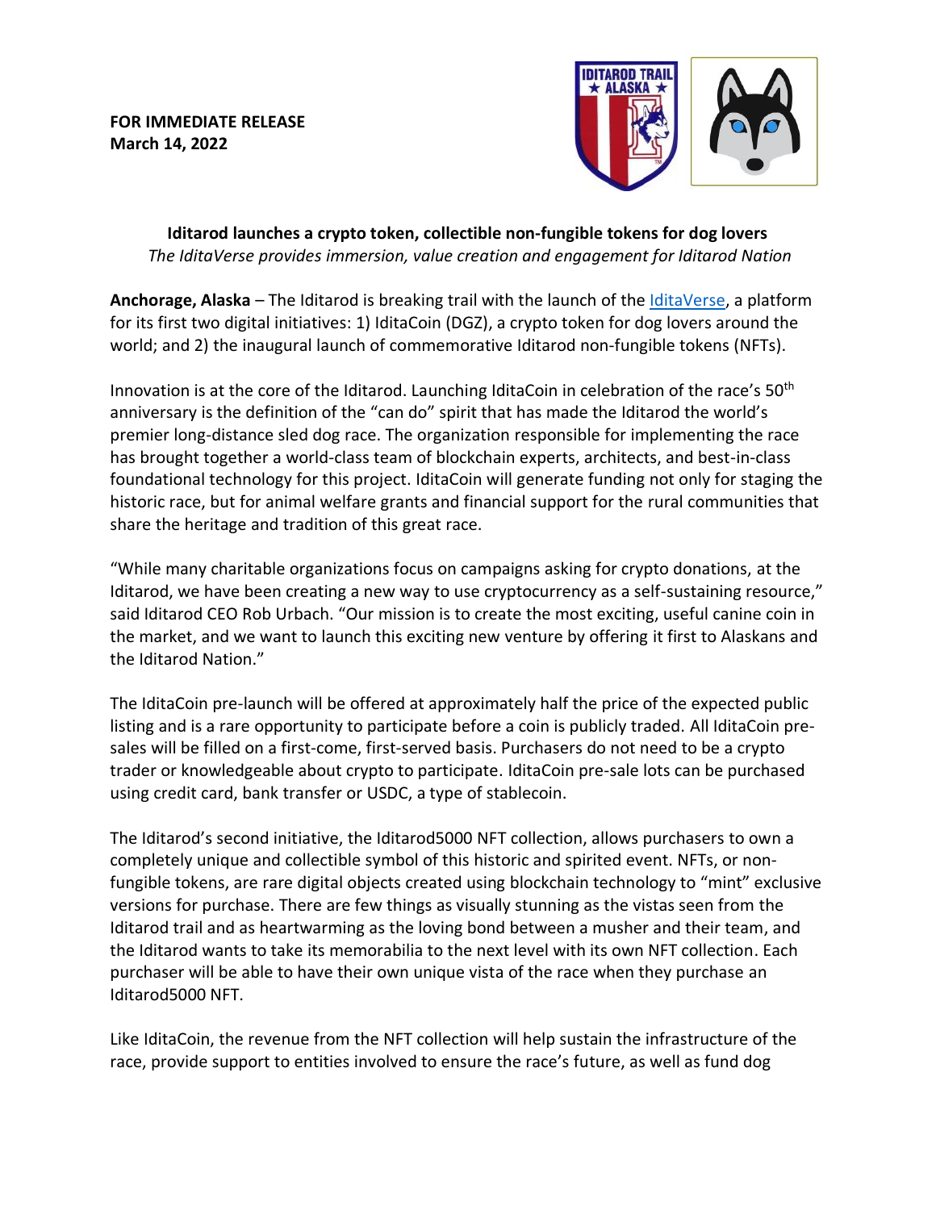**FOR IMMEDIATE RELEASE**
**March 14, 2022**

**Iditarod launches a crypto token, collectible non-fungible tokens for dog lovers**
*The IditaVerse provides immersion, value creation and engagement for Iditarod Nation*

**Anchorage, Alaska** – The Iditarod is breaking trail with the launch of the IditaVerse, a platform for its first two digital initiatives: 1) IditaCoin (DGZ), a crypto token for dog lovers around the world; and 2) the inaugural launch of commemorative Iditarod non-fungible tokens (NFTs).

Innovation is at the core of the Iditarod. Launching IditaCoin in celebration of the race's 50th anniversary is the definition of the "can do" spirit that has made the Iditarod the world's premier long-distance sled dog race. The organization responsible for implementing the race has brought together a world-class team of blockchain experts, architects, and best-in-class foundational technology for this project. IditaCoin will generate funding not only for staging the historic race, but for animal welfare grants and financial support for the rural communities that share the heritage and tradition of this great race.

"While many charitable organizations focus on campaigns asking for crypto donations, at the Iditarod, we have been creating a new way to use cryptocurrency as a self-sustaining resource," said Iditarod CEO Rob Urbach. "Our mission is to create the most exciting, useful canine coin in the market, and we want to launch this exciting new venture by offering it first to Alaskans and the Iditarod Nation."

The IditaCoin pre-launch will be offered at approximately half the price of the expected public listing and is a rare opportunity to participate before a coin is publicly traded. All IditaCoin pre-sales will be filled on a first-come, first-served basis. Purchasers do not need to be a crypto trader or knowledgeable about crypto to participate. IditaCoin pre-sale lots can be purchased using credit card, bank transfer or USDC, a type of stablecoin.

The Iditarod's second initiative, the Iditarod5000 NFT collection, allows purchasers to own a completely unique and collectible symbol of this historic and spirited event. NFTs, or non-fungible tokens, are rare digital objects created using blockchain technology to "mint" exclusive versions for purchase. There are few things as visually stunning as the vistas seen from the Iditarod trail and as heartwarming as the loving bond between a musher and their team, and the Iditarod wants to take its memorabilia to the next level with its own NFT collection. Each purchaser will be able to have their own unique vista of the race when they purchase an Iditarod5000 NFT.

Like IditaCoin, the revenue from the NFT collection will help sustain the infrastructure of the race, provide support to entities involved to ensure the race's future, as well as fund dog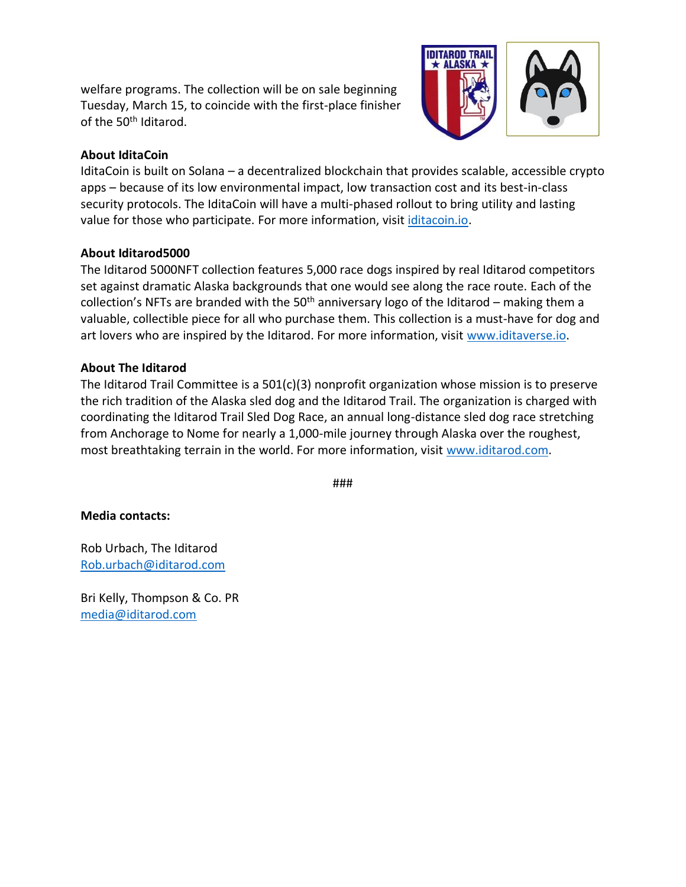welfare programs. The collection will be on sale beginning Tuesday, March 15, to coincide with the first-place finisher of the 50th Iditarod.

**About IditaCoin**

IditaCoin is built on Solana – a decentralized blockchain that provides scalable, accessible crypto apps – because of its low environmental impact, low transaction cost and its best-in-class security protocols. The IditaCoin will have a multi-phased rollout to bring utility and lasting value for those who participate. For more information, visit [iditacoin.io](iditacoin.io).

**About Iditarod5000**

The Iditarod 5000NFT collection features 5,000 race dogs inspired by real Iditarod competitors set against dramatic Alaska backgrounds that one would see along the race route. Each of the collection's NFTs are branded with the 50th anniversary logo of the Iditarod – making them a valuable, collectible piece for all who purchase them. This collection is a must-have for dog and art lovers who are inspired by the Iditarod. For more information, visit [www.iditaverse.io](www.iditaverse.io).

**About The Iditarod**

The Iditarod Trail Committee is a 501(c)(3) nonprofit organization whose mission is to preserve the rich tradition of the Alaska sled dog and the Iditarod Trail. The organization is charged with coordinating the Iditarod Trail Sled Dog Race, an annual long-distance sled dog race stretching from Anchorage to Nome for nearly a 1,000-mile journey through Alaska over the roughest, most breathtaking terrain in the world. For more information, visit [www.iditarod.com](www.iditarod.com).

###

**Media contacts:**

Rob Urbach, The Iditarod
Rob.urbach@iditarod.com

Bri Kelly, Thompson & Co. PR
media@iditarod.com